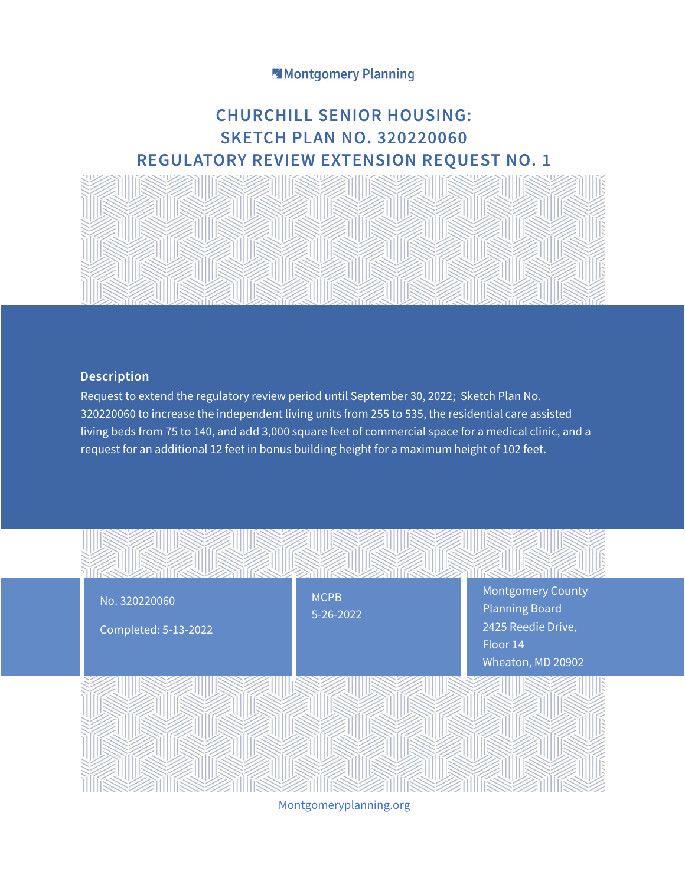Montgomery Planning

# CHURCHILL SENIOR HOUSING: SKETCH PLAN NO. 320220060 REGULATORY REVIEW EXTENSION REQUEST NO. 1

## Description

Request to extend the regulatory review period until September 30, 2022; Sketch Plan No. 320220060 to increase the independent living units from 255 to 535, the residential care assisted living beds from 75 to 140, and add 3,000 square feet of commercial space for a medical clinic, and a request for an additional 12 feet in bonus building height for a maximum height of 102 feet.

No. 320220060

Completed: 5-13-2022

MCPB

5-26-2022

Montgomery County Planning Board
2425 Reedie Drive,
Floor 14
Wheaton, MD 20902

Montgomeryplanning.org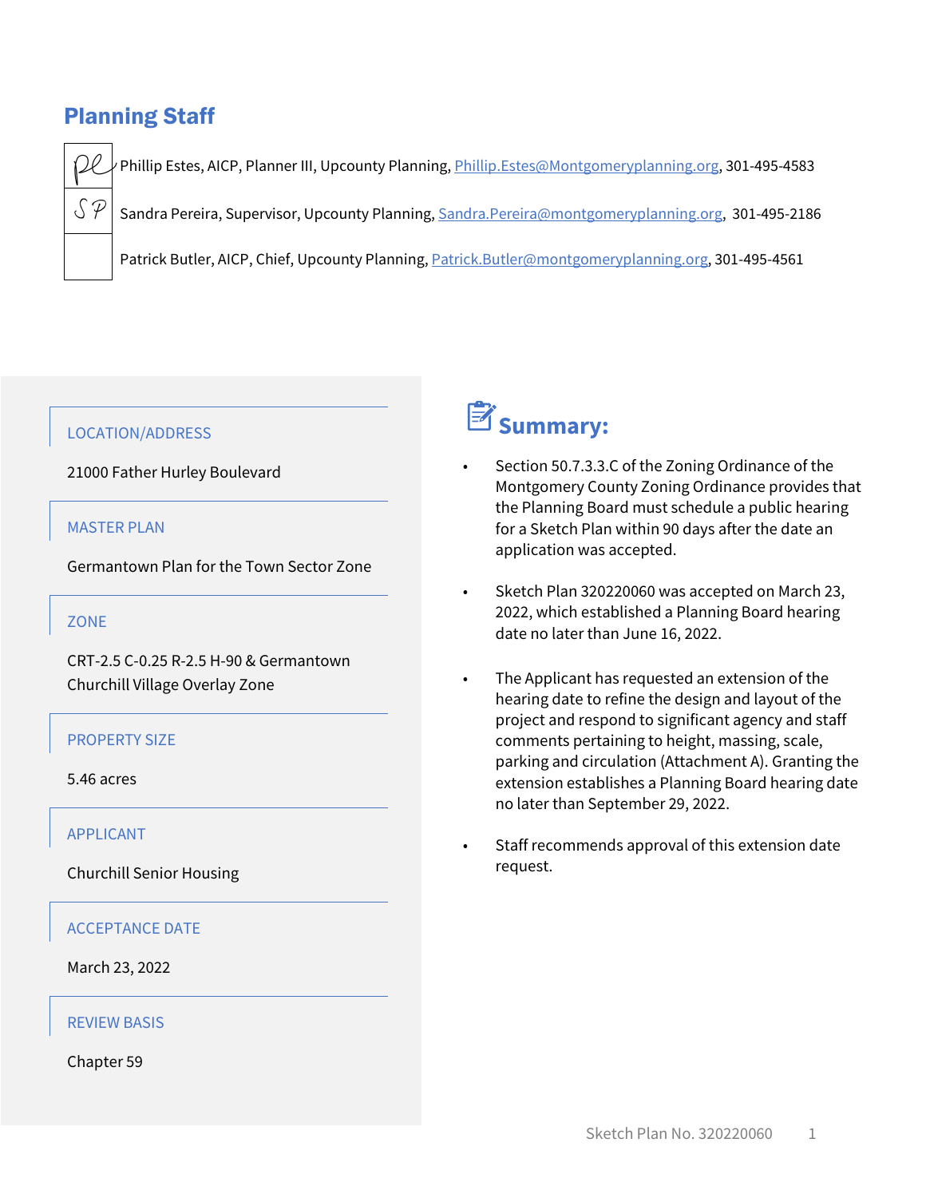## Planning Staff

| | |
|---|---|
| PE | Phillip Estes, AICP, Planner III, Upcounty Planning, Phillip.Estes@Montgomeryplanning.org, 301-495-4583 |
| SP | Sandra Pereira, Supervisor, Upcounty Planning, Sandra.Pereira@montgomeryplanning.org, 301-495-2186 |
| | Patrick Butler, AICP, Chief, Upcounty Planning, Patrick.Butler@montgomeryplanning.org, 301-495-4561 |

### LOCATION/ADDRESS

21000 Father Hurley Boulevard

### MASTER PLAN

Germantown Plan for the Town Sector Zone

### ZONE

CRT-2.5 C-0.25 R-2.5 H-90 & Germantown Churchill Village Overlay Zone

### PROPERTY SIZE

5.46 acres

### APPLICANT

Churchill Senior Housing

### ACCEPTANCE DATE

March 23, 2022

### REVIEW BASIS

Chapter 59

## Summary:

- Section 50.7.3.3.C of the Zoning Ordinance of the Montgomery County Zoning Ordinance provides that the Planning Board must schedule a public hearing for a Sketch Plan within 90 days after the date an application was accepted.
- Sketch Plan 320220060 was accepted on March 23, 2022, which established a Planning Board hearing date no later than June 16, 2022.
- The Applicant has requested an extension of the hearing date to refine the design and layout of the project and respond to significant agency and staff comments pertaining to height, massing, scale, parking and circulation (Attachment A). Granting the extension establishes a Planning Board hearing date no later than September 29, 2022.
- Staff recommends approval of this extension date request.